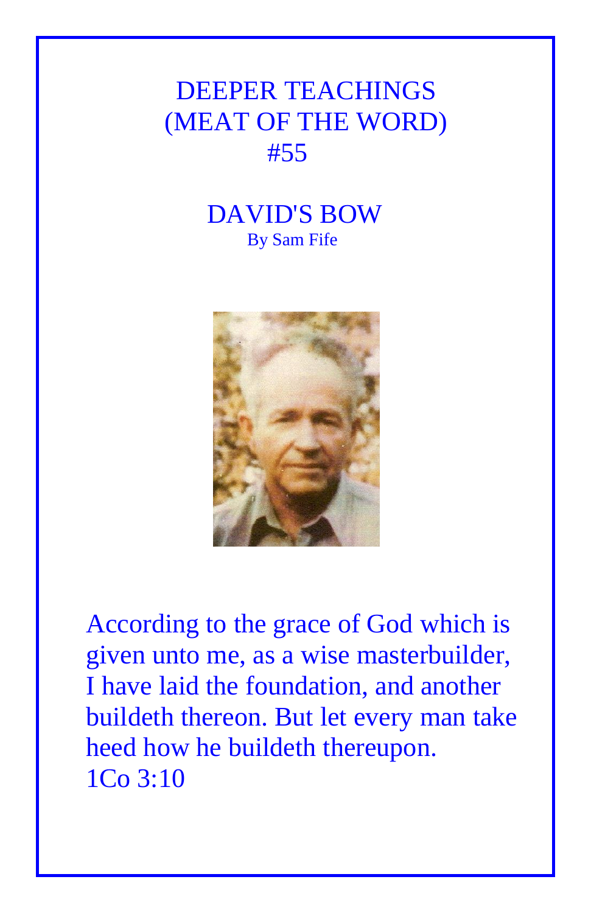# DEEPER TEACHINGS
# (MEAT OF THE WORD)
# #55

## DAVID'S BOW

By Sam Fife

According to the grace of God which is given unto me, as a wise masterbuilder, I have laid the foundation, and another buildeth thereon. But let every man take heed how he buildeth thereupon.
1Co 3:10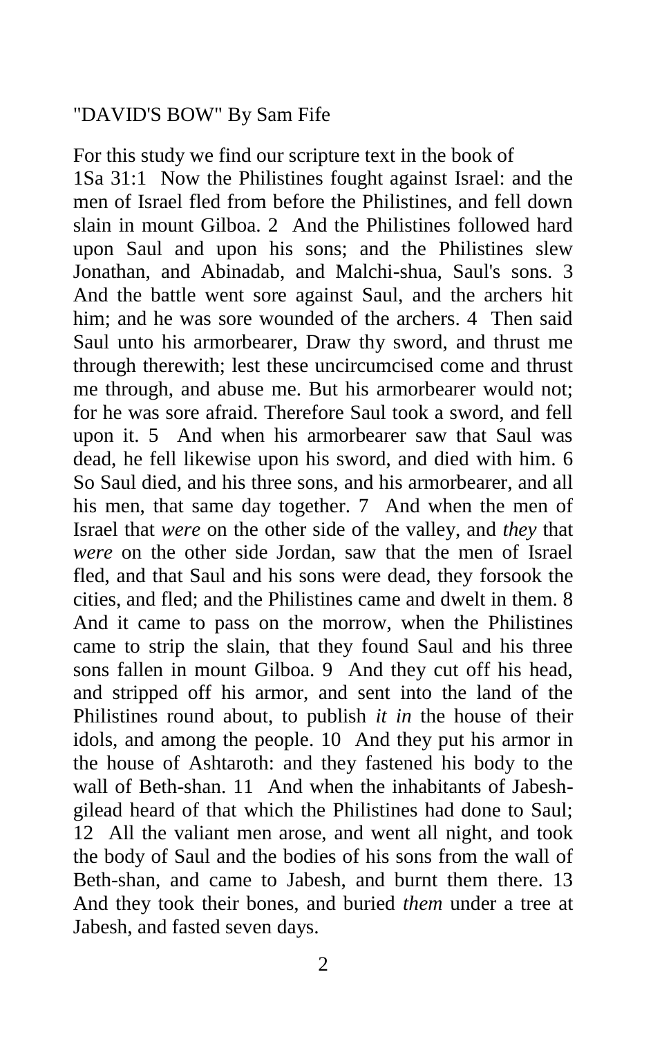"DAVID'S BOW" By Sam Fife

For this study we find our scripture text in the book of

1Sa 31:1 Now the Philistines fought against Israel: and the men of Israel fled from before the Philistines, and fell down slain in mount Gilboa. 2 And the Philistines followed hard upon Saul and upon his sons; and the Philistines slew Jonathan, and Abinadab, and Malchi-shua, Saul's sons. 3 And the battle went sore against Saul, and the archers hit him; and he was sore wounded of the archers. 4 Then said Saul unto his armorbearer, Draw thy sword, and thrust me through therewith; lest these uncircumcised come and thrust me through, and abuse me. But his armorbearer would not; for he was sore afraid. Therefore Saul took a sword, and fell upon it. 5 And when his armorbearer saw that Saul was dead, he fell likewise upon his sword, and died with him. 6 So Saul died, and his three sons, and his armorbearer, and all his men, that same day together. 7 And when the men of Israel that *were* on the other side of the valley, and *they* that *were* on the other side Jordan, saw that the men of Israel fled, and that Saul and his sons were dead, they forsook the cities, and fled; and the Philistines came and dwelt in them. 8 And it came to pass on the morrow, when the Philistines came to strip the slain, that they found Saul and his three sons fallen in mount Gilboa. 9 And they cut off his head, and stripped off his armor, and sent into the land of the Philistines round about, to publish *it in* the house of their idols, and among the people. 10 And they put his armor in the house of Ashtaroth: and they fastened his body to the wall of Beth-shan. 11 And when the inhabitants of Jabesh-gilead heard of that which the Philistines had done to Saul; 12 All the valiant men arose, and went all night, and took the body of Saul and the bodies of his sons from the wall of Beth-shan, and came to Jabesh, and burnt them there. 13 And they took their bones, and buried *them* under a tree at Jabesh, and fasted seven days.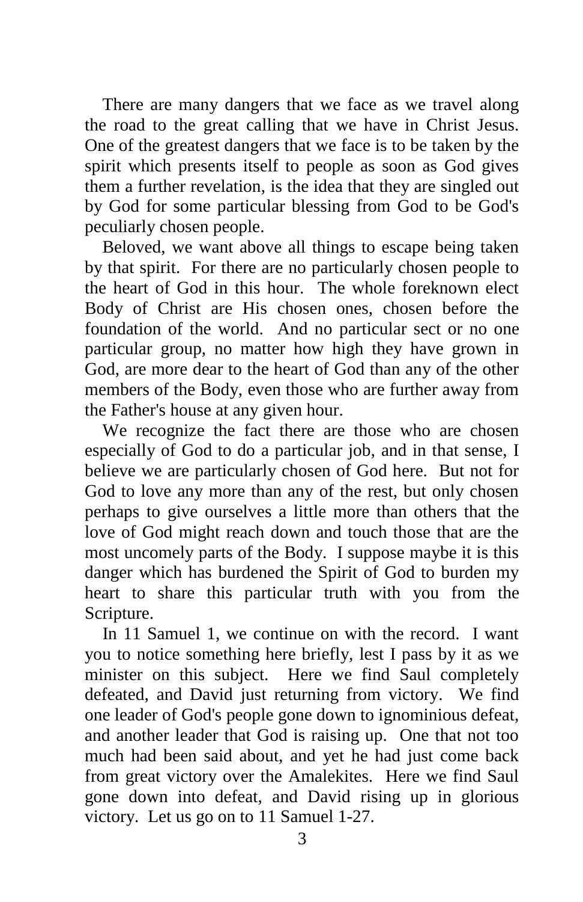There are many dangers that we face as we travel along the road to the great calling that we have in Christ Jesus. One of the greatest dangers that we face is to be taken by the spirit which presents itself to people as soon as God gives them a further revelation, is the idea that they are singled out by God for some particular blessing from God to be God's peculiarly chosen people.

Beloved, we want above all things to escape being taken by that spirit. For there are no particularly chosen people to the heart of God in this hour. The whole foreknown elect Body of Christ are His chosen ones, chosen before the foundation of the world. And no particular sect or no one particular group, no matter how high they have grown in God, are more dear to the heart of God than any of the other members of the Body, even those who are further away from the Father's house at any given hour.

We recognize the fact there are those who are chosen especially of God to do a particular job, and in that sense, I believe we are particularly chosen of God here. But not for God to love any more than any of the rest, but only chosen perhaps to give ourselves a little more than others that the love of God might reach down and touch those that are the most uncomely parts of the Body. I suppose maybe it is this danger which has burdened the Spirit of God to burden my heart to share this particular truth with you from the Scripture.

In 11 Samuel 1, we continue on with the record. I want you to notice something here briefly, lest I pass by it as we minister on this subject. Here we find Saul completely defeated, and David just returning from victory. We find one leader of God's people gone down to ignominious defeat, and another leader that God is raising up. One that not too much had been said about, and yet he had just come back from great victory over the Amalekites. Here we find Saul gone down into defeat, and David rising up in glorious victory. Let us go on to 11 Samuel 1-27.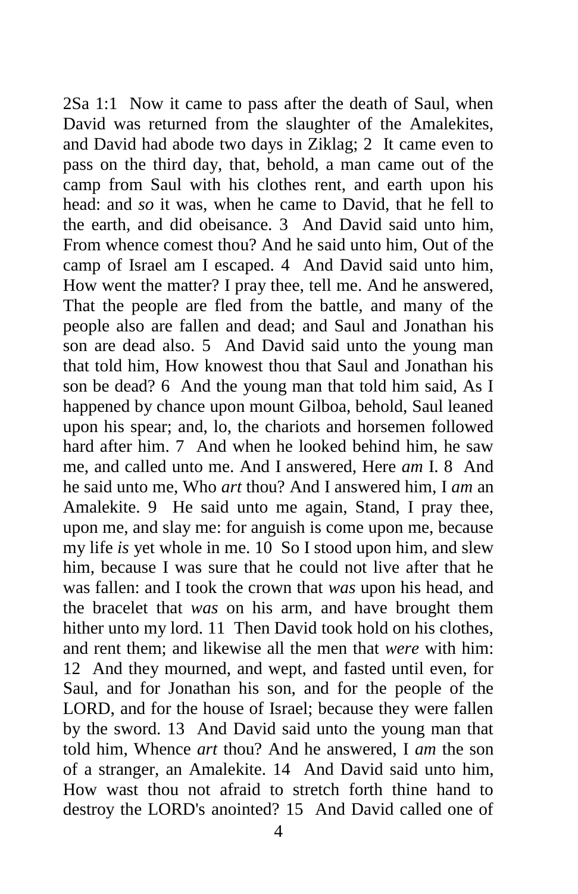2Sa 1:1 Now it came to pass after the death of Saul, when David was returned from the slaughter of the Amalekites, and David had abode two days in Ziklag; 2 It came even to pass on the third day, that, behold, a man came out of the camp from Saul with his clothes rent, and earth upon his head: and *so* it was, when he came to David, that he fell to the earth, and did obeisance. 3 And David said unto him, From whence comest thou? And he said unto him, Out of the camp of Israel am I escaped. 4 And David said unto him, How went the matter? I pray thee, tell me. And he answered, That the people are fled from the battle, and many of the people also are fallen and dead; and Saul and Jonathan his son are dead also. 5 And David said unto the young man that told him, How knowest thou that Saul and Jonathan his son be dead? 6 And the young man that told him said, As I happened by chance upon mount Gilboa, behold, Saul leaned upon his spear; and, lo, the chariots and horsemen followed hard after him. 7 And when he looked behind him, he saw me, and called unto me. And I answered, Here *am* I. 8 And he said unto me, Who *art* thou? And I answered him, I *am* an Amalekite. 9 He said unto me again, Stand, I pray thee, upon me, and slay me: for anguish is come upon me, because my life *is* yet whole in me. 10 So I stood upon him, and slew him, because I was sure that he could not live after that he was fallen: and I took the crown that *was* upon his head, and the bracelet that *was* on his arm, and have brought them hither unto my lord. 11 Then David took hold on his clothes, and rent them; and likewise all the men that *were* with him: 12 And they mourned, and wept, and fasted until even, for Saul, and for Jonathan his son, and for the people of the LORD, and for the house of Israel; because they were fallen by the sword. 13 And David said unto the young man that told him, Whence *art* thou? And he answered, I *am* the son of a stranger, an Amalekite. 14 And David said unto him, How wast thou not afraid to stretch forth thine hand to destroy the LORD's anointed? 15 And David called one of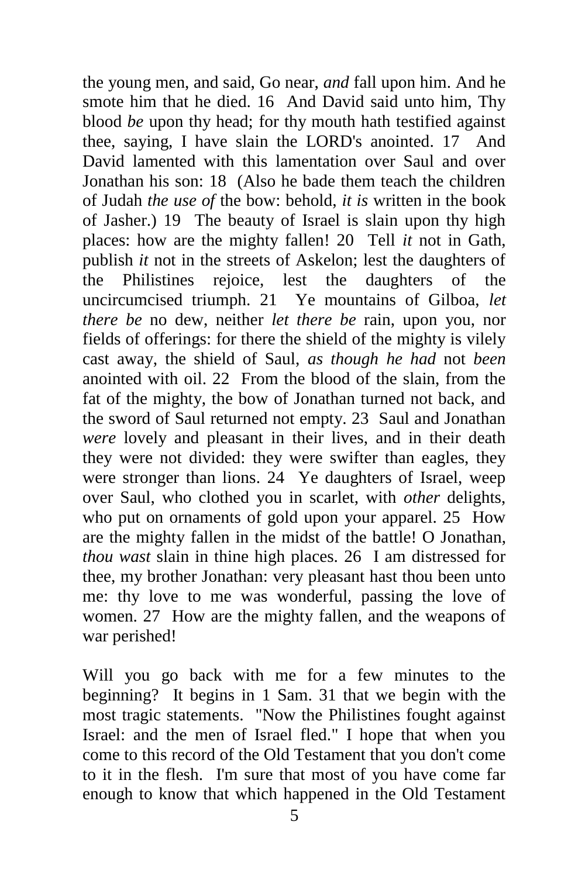the young men, and said, Go near, *and* fall upon him. And he smote him that he died. 16 And David said unto him, Thy blood *be* upon thy head; for thy mouth hath testified against thee, saying, I have slain the LORD's anointed. 17 And David lamented with this lamentation over Saul and over Jonathan his son: 18 (Also he bade them teach the children of Judah *the use of* the bow: behold, *it is* written in the book of Jasher.) 19 The beauty of Israel is slain upon thy high places: how are the mighty fallen! 20 Tell *it* not in Gath, publish *it* not in the streets of Askelon; lest the daughters of the Philistines rejoice, lest the daughters of the uncircumcised triumph. 21 Ye mountains of Gilboa, *let there be* no dew, neither *let there be* rain, upon you, nor fields of offerings: for there the shield of the mighty is vilely cast away, the shield of Saul, *as though he had* not *been* anointed with oil. 22 From the blood of the slain, from the fat of the mighty, the bow of Jonathan turned not back, and the sword of Saul returned not empty. 23 Saul and Jonathan *were* lovely and pleasant in their lives, and in their death they were not divided: they were swifter than eagles, they were stronger than lions. 24 Ye daughters of Israel, weep over Saul, who clothed you in scarlet, with *other* delights, who put on ornaments of gold upon your apparel. 25 How are the mighty fallen in the midst of the battle! O Jonathan, *thou wast* slain in thine high places. 26 I am distressed for thee, my brother Jonathan: very pleasant hast thou been unto me: thy love to me was wonderful, passing the love of women. 27 How are the mighty fallen, and the weapons of war perished!

Will you go back with me for a few minutes to the beginning? It begins in 1 Sam. 31 that we begin with the most tragic statements. "Now the Philistines fought against Israel: and the men of Israel fled." I hope that when you come to this record of the Old Testament that you don't come to it in the flesh. I'm sure that most of you have come far enough to know that which happened in the Old Testament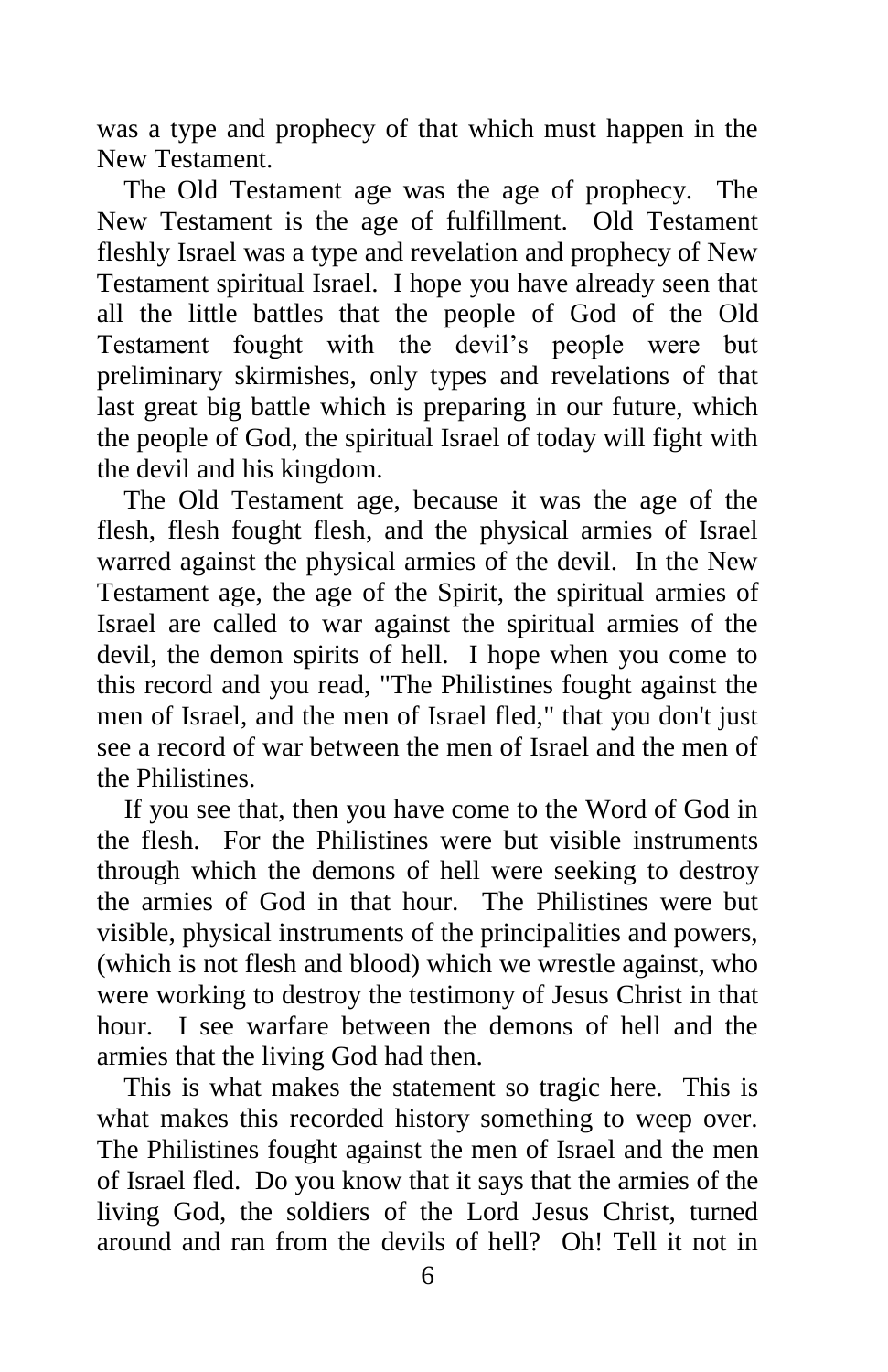was a type and prophecy of that which must happen in the New Testament.

The Old Testament age was the age of prophecy. The New Testament is the age of fulfillment. Old Testament fleshly Israel was a type and revelation and prophecy of New Testament spiritual Israel. I hope you have already seen that all the little battles that the people of God of the Old Testament fought with the devil's people were but preliminary skirmishes, only types and revelations of that last great big battle which is preparing in our future, which the people of God, the spiritual Israel of today will fight with the devil and his kingdom.

The Old Testament age, because it was the age of the flesh, flesh fought flesh, and the physical armies of Israel warred against the physical armies of the devil. In the New Testament age, the age of the Spirit, the spiritual armies of Israel are called to war against the spiritual armies of the devil, the demon spirits of hell. I hope when you come to this record and you read, "The Philistines fought against the men of Israel, and the men of Israel fled," that you don't just see a record of war between the men of Israel and the men of the Philistines.

If you see that, then you have come to the Word of God in the flesh. For the Philistines were but visible instruments through which the demons of hell were seeking to destroy the armies of God in that hour. The Philistines were but visible, physical instruments of the principalities and powers, (which is not flesh and blood) which we wrestle against, who were working to destroy the testimony of Jesus Christ in that hour. I see warfare between the demons of hell and the armies that the living God had then.

This is what makes the statement so tragic here. This is what makes this recorded history something to weep over. The Philistines fought against the men of Israel and the men of Israel fled. Do you know that it says that the armies of the living God, the soldiers of the Lord Jesus Christ, turned around and ran from the devils of hell? Oh! Tell it not in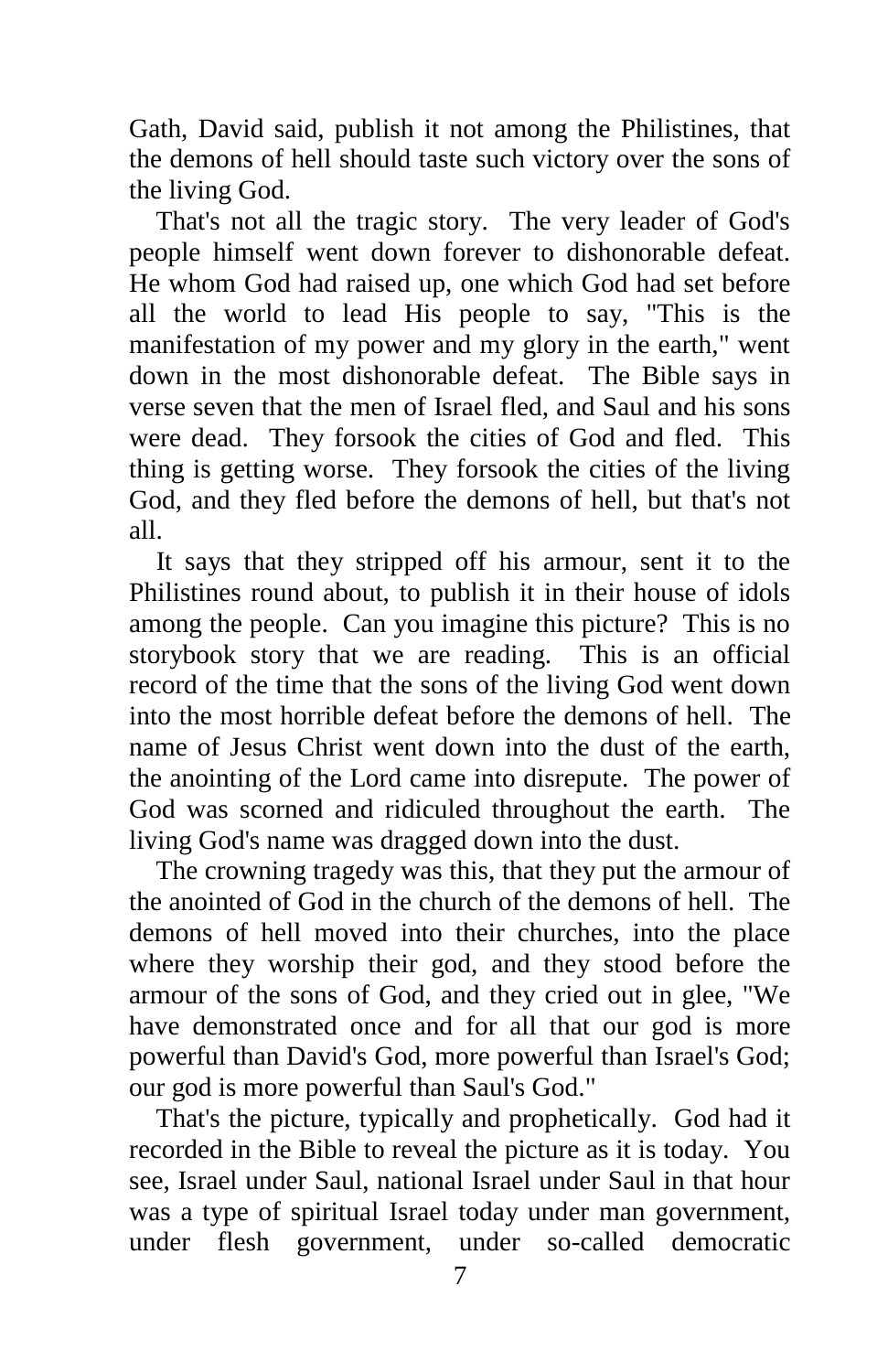Gath, David said, publish it not among the Philistines, that the demons of hell should taste such victory over the sons of the living God.

That's not all the tragic story. The very leader of God's people himself went down forever to dishonorable defeat. He whom God had raised up, one which God had set before all the world to lead His people to say, "This is the manifestation of my power and my glory in the earth," went down in the most dishonorable defeat. The Bible says in verse seven that the men of Israel fled, and Saul and his sons were dead. They forsook the cities of God and fled. This thing is getting worse. They forsook the cities of the living God, and they fled before the demons of hell, but that's not all.

It says that they stripped off his armour, sent it to the Philistines round about, to publish it in their house of idols among the people. Can you imagine this picture? This is no storybook story that we are reading. This is an official record of the time that the sons of the living God went down into the most horrible defeat before the demons of hell. The name of Jesus Christ went down into the dust of the earth, the anointing of the Lord came into disrepute. The power of God was scorned and ridiculed throughout the earth. The living God's name was dragged down into the dust.

The crowning tragedy was this, that they put the armour of the anointed of God in the church of the demons of hell. The demons of hell moved into their churches, into the place where they worship their god, and they stood before the armour of the sons of God, and they cried out in glee, "We have demonstrated once and for all that our god is more powerful than David's God, more powerful than Israel's God; our god is more powerful than Saul's God."

That's the picture, typically and prophetically. God had it recorded in the Bible to reveal the picture as it is today. You see, Israel under Saul, national Israel under Saul in that hour was a type of spiritual Israel today under man government, under flesh government, under so-called democratic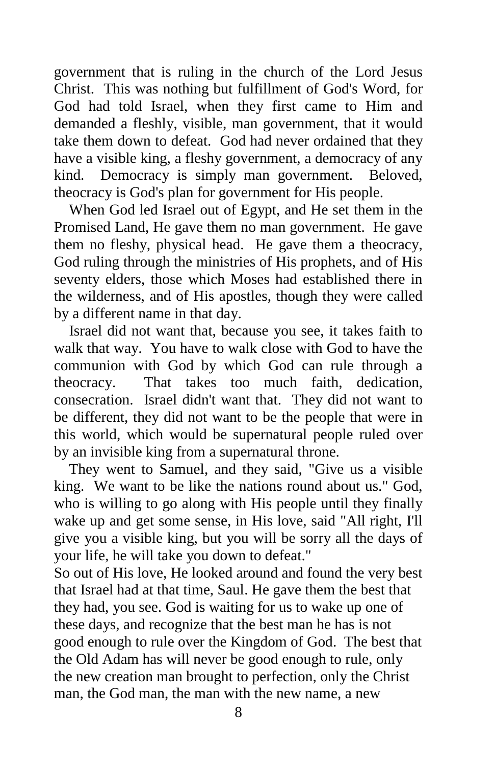government that is ruling in the church of the Lord Jesus Christ. This was nothing but fulfillment of God's Word, for God had told Israel, when they first came to Him and demanded a fleshly, visible, man government, that it would take them down to defeat. God had never ordained that they have a visible king, a fleshy government, a democracy of any kind. Democracy is simply man government. Beloved, theocracy is God's plan for government for His people.

When God led Israel out of Egypt, and He set them in the Promised Land, He gave them no man government. He gave them no fleshy, physical head. He gave them a theocracy, God ruling through the ministries of His prophets, and of His seventy elders, those which Moses had established there in the wilderness, and of His apostles, though they were called by a different name in that day.

Israel did not want that, because you see, it takes faith to walk that way. You have to walk close with God to have the communion with God by which God can rule through a theocracy. That takes too much faith, dedication, consecration. Israel didn't want that. They did not want to be different, they did not want to be the people that were in this world, which would be supernatural people ruled over by an invisible king from a supernatural throne.

They went to Samuel, and they said, "Give us a visible king. We want to be like the nations round about us." God, who is willing to go along with His people until they finally wake up and get some sense, in His love, said "All right, I'll give you a visible king, but you will be sorry all the days of your life, he will take you down to defeat."

So out of His love, He looked around and found the very best that Israel had at that time, Saul. He gave them the best that they had, you see. God is waiting for us to wake up one of these days, and recognize that the best man he has is not good enough to rule over the Kingdom of God. The best that the Old Adam has will never be good enough to rule, only the new creation man brought to perfection, only the Christ man, the God man, the man with the new name, a new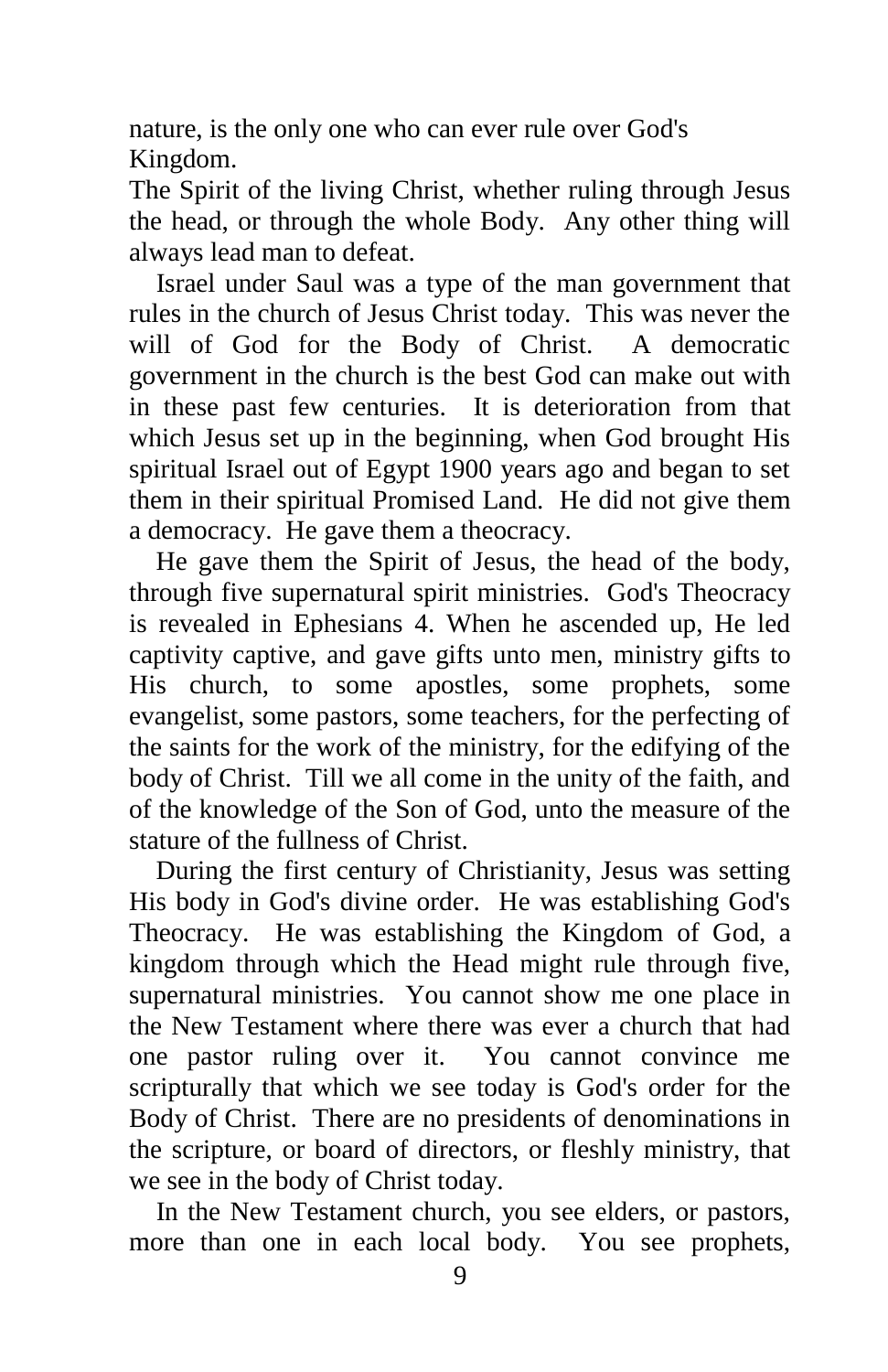nature, is the only one who can ever rule over God's Kingdom.

The Spirit of the living Christ, whether ruling through Jesus the head, or through the whole Body. Any other thing will always lead man to defeat.

Israel under Saul was a type of the man government that rules in the church of Jesus Christ today. This was never the will of God for the Body of Christ. A democratic government in the church is the best God can make out with in these past few centuries. It is deterioration from that which Jesus set up in the beginning, when God brought His spiritual Israel out of Egypt 1900 years ago and began to set them in their spiritual Promised Land. He did not give them a democracy. He gave them a theocracy.

He gave them the Spirit of Jesus, the head of the body, through five supernatural spirit ministries. God's Theocracy is revealed in Ephesians 4. When he ascended up, He led captivity captive, and gave gifts unto men, ministry gifts to His church, to some apostles, some prophets, some evangelist, some pastors, some teachers, for the perfecting of the saints for the work of the ministry, for the edifying of the body of Christ. Till we all come in the unity of the faith, and of the knowledge of the Son of God, unto the measure of the stature of the fullness of Christ.

During the first century of Christianity, Jesus was setting His body in God's divine order. He was establishing God's Theocracy. He was establishing the Kingdom of God, a kingdom through which the Head might rule through five, supernatural ministries. You cannot show me one place in the New Testament where there was ever a church that had one pastor ruling over it. You cannot convince me scripturally that which we see today is God's order for the Body of Christ. There are no presidents of denominations in the scripture, or board of directors, or fleshly ministry, that we see in the body of Christ today.

In the New Testament church, you see elders, or pastors, more than one in each local body. You see prophets,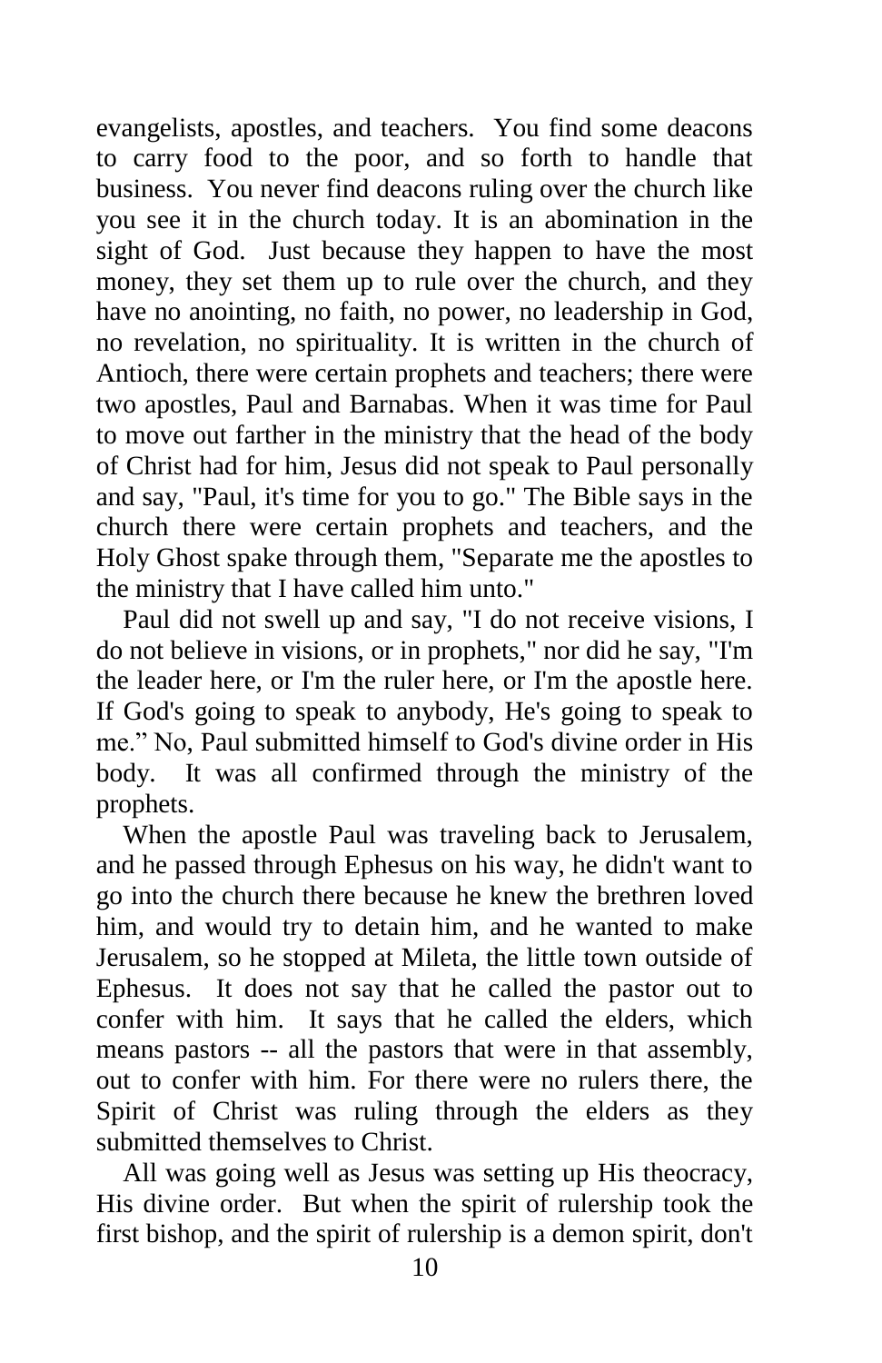evangelists, apostles, and teachers. You find some deacons to carry food to the poor, and so forth to handle that business. You never find deacons ruling over the church like you see it in the church today. It is an abomination in the sight of God. Just because they happen to have the most money, they set them up to rule over the church, and they have no anointing, no faith, no power, no leadership in God, no revelation, no spirituality. It is written in the church of Antioch, there were certain prophets and teachers; there were two apostles, Paul and Barnabas. When it was time for Paul to move out farther in the ministry that the head of the body of Christ had for him, Jesus did not speak to Paul personally and say, "Paul, it's time for you to go." The Bible says in the church there were certain prophets and teachers, and the Holy Ghost spake through them, "Separate me the apostles to the ministry that I have called him unto."

Paul did not swell up and say, "I do not receive visions, I do not believe in visions, or in prophets," nor did he say, "I'm the leader here, or I'm the ruler here, or I'm the apostle here. If God's going to speak to anybody, He's going to speak to me." No, Paul submitted himself to God's divine order in His body. It was all confirmed through the ministry of the prophets.

When the apostle Paul was traveling back to Jerusalem, and he passed through Ephesus on his way, he didn't want to go into the church there because he knew the brethren loved him, and would try to detain him, and he wanted to make Jerusalem, so he stopped at Mileta, the little town outside of Ephesus. It does not say that he called the pastor out to confer with him. It says that he called the elders, which means pastors -- all the pastors that were in that assembly, out to confer with him. For there were no rulers there, the Spirit of Christ was ruling through the elders as they submitted themselves to Christ.

All was going well as Jesus was setting up His theocracy, His divine order. But when the spirit of rulership took the first bishop, and the spirit of rulership is a demon spirit, don't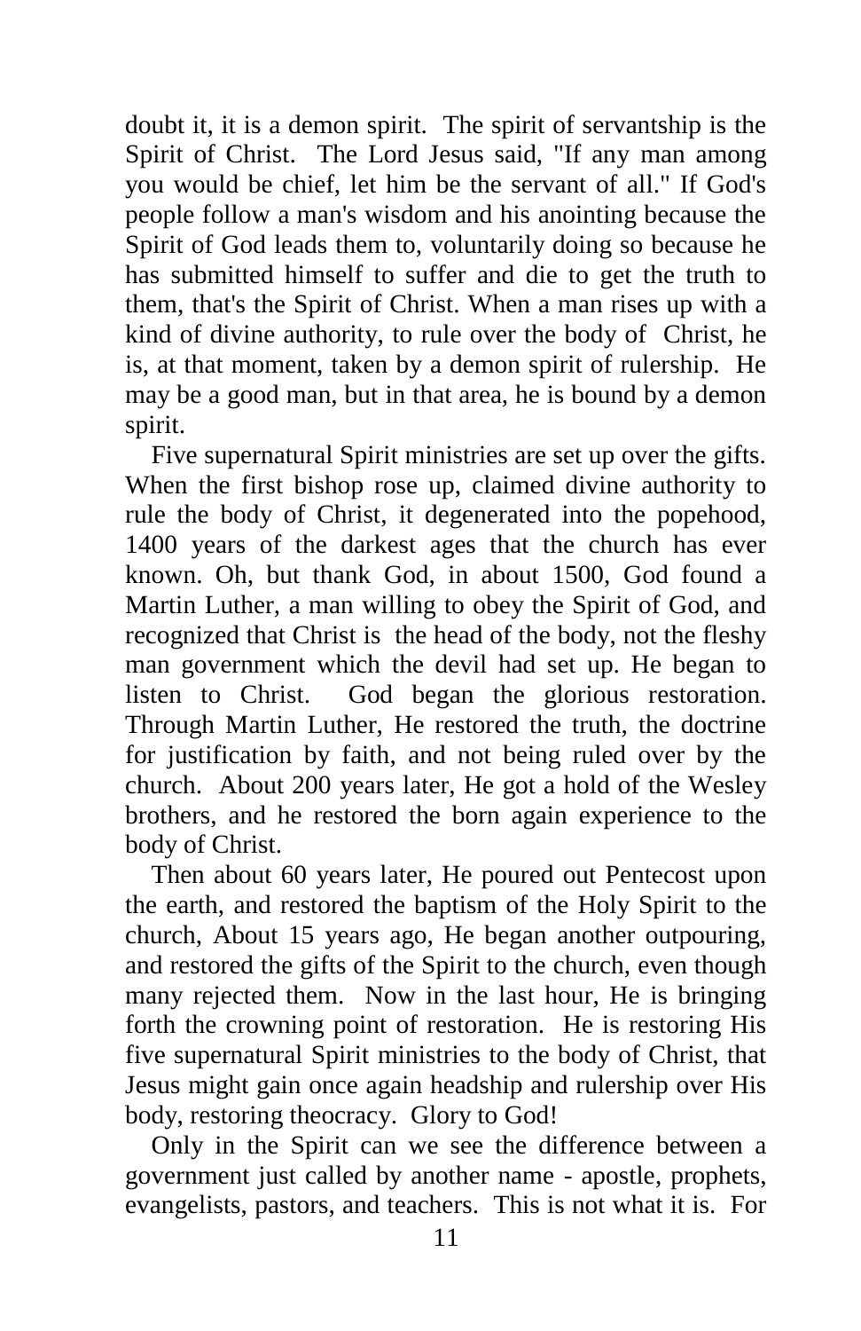doubt it, it is a demon spirit. The spirit of servantship is the Spirit of Christ. The Lord Jesus said, "If any man among you would be chief, let him be the servant of all." If God's people follow a man's wisdom and his anointing because the Spirit of God leads them to, voluntarily doing so because he has submitted himself to suffer and die to get the truth to them, that's the Spirit of Christ. When a man rises up with a kind of divine authority, to rule over the body of Christ, he is, at that moment, taken by a demon spirit of rulership. He may be a good man, but in that area, he is bound by a demon spirit.

Five supernatural Spirit ministries are set up over the gifts. When the first bishop rose up, claimed divine authority to rule the body of Christ, it degenerated into the popehood, 1400 years of the darkest ages that the church has ever known. Oh, but thank God, in about 1500, God found a Martin Luther, a man willing to obey the Spirit of God, and recognized that Christ is the head of the body, not the fleshy man government which the devil had set up. He began to listen to Christ. God began the glorious restoration. Through Martin Luther, He restored the truth, the doctrine for justification by faith, and not being ruled over by the church. About 200 years later, He got a hold of the Wesley brothers, and he restored the born again experience to the body of Christ.

Then about 60 years later, He poured out Pentecost upon the earth, and restored the baptism of the Holy Spirit to the church, About 15 years ago, He began another outpouring, and restored the gifts of the Spirit to the church, even though many rejected them. Now in the last hour, He is bringing forth the crowning point of restoration. He is restoring His five supernatural Spirit ministries to the body of Christ, that Jesus might gain once again headship and rulership over His body, restoring theocracy. Glory to God!

Only in the Spirit can we see the difference between a government just called by another name - apostle, prophets, evangelists, pastors, and teachers. This is not what it is. For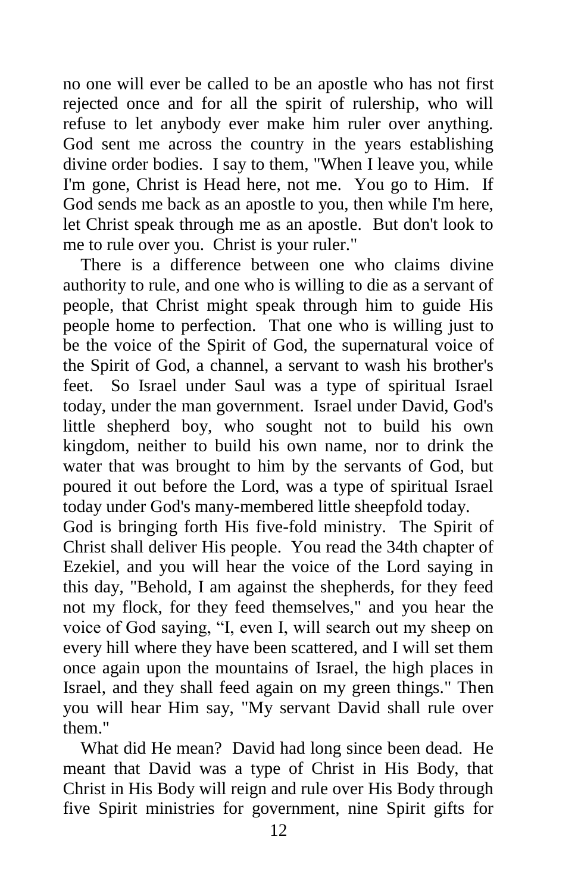no one will ever be called to be an apostle who has not first rejected once and for all the spirit of rulership, who will refuse to let anybody ever make him ruler over anything. God sent me across the country in the years establishing divine order bodies. I say to them, "When I leave you, while I'm gone, Christ is Head here, not me. You go to Him. If God sends me back as an apostle to you, then while I'm here, let Christ speak through me as an apostle. But don't look to me to rule over you. Christ is your ruler."

There is a difference between one who claims divine authority to rule, and one who is willing to die as a servant of people, that Christ might speak through him to guide His people home to perfection. That one who is willing just to be the voice of the Spirit of God, the supernatural voice of the Spirit of God, a channel, a servant to wash his brother's feet. So Israel under Saul was a type of spiritual Israel today, under the man government. Israel under David, God's little shepherd boy, who sought not to build his own kingdom, neither to build his own name, nor to drink the water that was brought to him by the servants of God, but poured it out before the Lord, was a type of spiritual Israel today under God's many-membered little sheepfold today.

God is bringing forth His five-fold ministry. The Spirit of Christ shall deliver His people. You read the 34th chapter of Ezekiel, and you will hear the voice of the Lord saying in this day, "Behold, I am against the shepherds, for they feed not my flock, for they feed themselves," and you hear the voice of God saying, "I, even I, will search out my sheep on every hill where they have been scattered, and I will set them once again upon the mountains of Israel, the high places in Israel, and they shall feed again on my green things." Then you will hear Him say, "My servant David shall rule over them."

What did He mean? David had long since been dead. He meant that David was a type of Christ in His Body, that Christ in His Body will reign and rule over His Body through five Spirit ministries for government, nine Spirit gifts for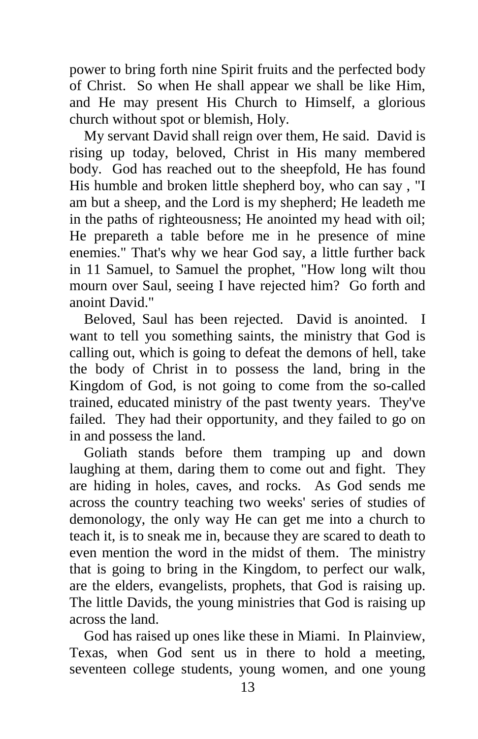power to bring forth nine Spirit fruits and the perfected body of Christ. So when He shall appear we shall be like Him, and He may present His Church to Himself, a glorious church without spot or blemish, Holy.

My servant David shall reign over them, He said. David is rising up today, beloved, Christ in His many membered body. God has reached out to the sheepfold, He has found His humble and broken little shepherd boy, who can say , "I am but a sheep, and the Lord is my shepherd; He leadeth me in the paths of righteousness; He anointed my head with oil; He prepareth a table before me in he presence of mine enemies." That's why we hear God say, a little further back in 11 Samuel, to Samuel the prophet, "How long wilt thou mourn over Saul, seeing I have rejected him? Go forth and anoint David."

Beloved, Saul has been rejected. David is anointed. I want to tell you something saints, the ministry that God is calling out, which is going to defeat the demons of hell, take the body of Christ in to possess the land, bring in the Kingdom of God, is not going to come from the so-called trained, educated ministry of the past twenty years. They've failed. They had their opportunity, and they failed to go on in and possess the land.

Goliath stands before them tramping up and down laughing at them, daring them to come out and fight. They are hiding in holes, caves, and rocks. As God sends me across the country teaching two weeks' series of studies of demonology, the only way He can get me into a church to teach it, is to sneak me in, because they are scared to death to even mention the word in the midst of them. The ministry that is going to bring in the Kingdom, to perfect our walk, are the elders, evangelists, prophets, that God is raising up. The little Davids, the young ministries that God is raising up across the land.

God has raised up ones like these in Miami. In Plainview, Texas, when God sent us in there to hold a meeting, seventeen college students, young women, and one young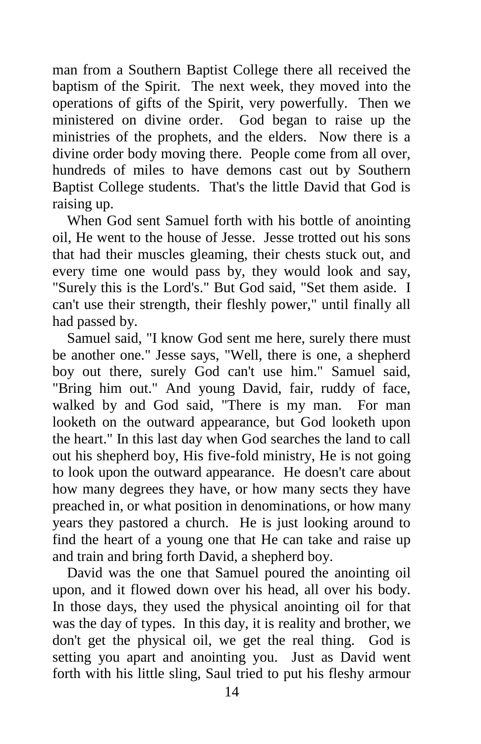man from a Southern Baptist College there all received the baptism of the Spirit. The next week, they moved into the operations of gifts of the Spirit, very powerfully. Then we ministered on divine order. God began to raise up the ministries of the prophets, and the elders. Now there is a divine order body moving there. People come from all over, hundreds of miles to have demons cast out by Southern Baptist College students. That's the little David that God is raising up.

When God sent Samuel forth with his bottle of anointing oil, He went to the house of Jesse. Jesse trotted out his sons that had their muscles gleaming, their chests stuck out, and every time one would pass by, they would look and say, "Surely this is the Lord's." But God said, "Set them aside. I can't use their strength, their fleshly power," until finally all had passed by.

Samuel said, "I know God sent me here, surely there must be another one." Jesse says, "Well, there is one, a shepherd boy out there, surely God can't use him." Samuel said, "Bring him out." And young David, fair, ruddy of face, walked by and God said, "There is my man. For man looketh on the outward appearance, but God looketh upon the heart." In this last day when God searches the land to call out his shepherd boy, His five-fold ministry, He is not going to look upon the outward appearance. He doesn't care about how many degrees they have, or how many sects they have preached in, or what position in denominations, or how many years they pastored a church. He is just looking around to find the heart of a young one that He can take and raise up and train and bring forth David, a shepherd boy.

David was the one that Samuel poured the anointing oil upon, and it flowed down over his head, all over his body. In those days, they used the physical anointing oil for that was the day of types. In this day, it is reality and brother, we don't get the physical oil, we get the real thing. God is setting you apart and anointing you. Just as David went forth with his little sling, Saul tried to put his fleshy armour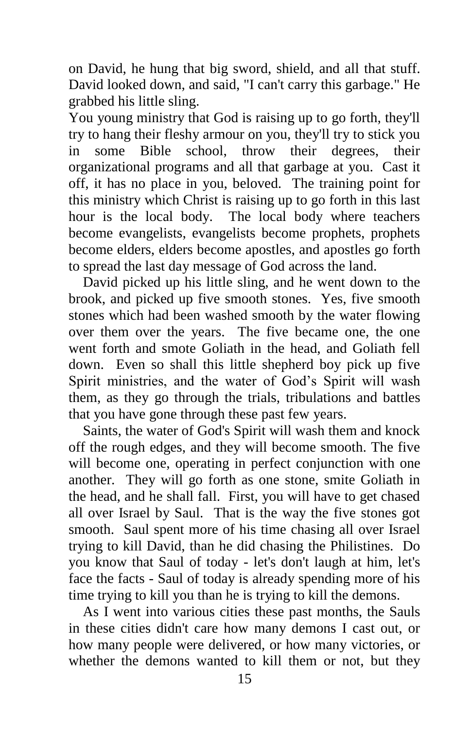on David, he hung that big sword, shield, and all that stuff. David looked down, and said, "I can't carry this garbage." He grabbed his little sling.

You young ministry that God is raising up to go forth, they'll try to hang their fleshy armour on you, they'll try to stick you in some Bible school, throw their degrees, their organizational programs and all that garbage at you. Cast it off, it has no place in you, beloved. The training point for this ministry which Christ is raising up to go forth in this last hour is the local body. The local body where teachers become evangelists, evangelists become prophets, prophets become elders, elders become apostles, and apostles go forth to spread the last day message of God across the land.

David picked up his little sling, and he went down to the brook, and picked up five smooth stones. Yes, five smooth stones which had been washed smooth by the water flowing over them over the years. The five became one, the one went forth and smote Goliath in the head, and Goliath fell down. Even so shall this little shepherd boy pick up five Spirit ministries, and the water of God's Spirit will wash them, as they go through the trials, tribulations and battles that you have gone through these past few years.

Saints, the water of God's Spirit will wash them and knock off the rough edges, and they will become smooth. The five will become one, operating in perfect conjunction with one another. They will go forth as one stone, smite Goliath in the head, and he shall fall. First, you will have to get chased all over Israel by Saul. That is the way the five stones got smooth. Saul spent more of his time chasing all over Israel trying to kill David, than he did chasing the Philistines. Do you know that Saul of today - let's don't laugh at him, let's face the facts - Saul of today is already spending more of his time trying to kill you than he is trying to kill the demons.

As I went into various cities these past months, the Sauls in these cities didn't care how many demons I cast out, or how many people were delivered, or how many victories, or whether the demons wanted to kill them or not, but they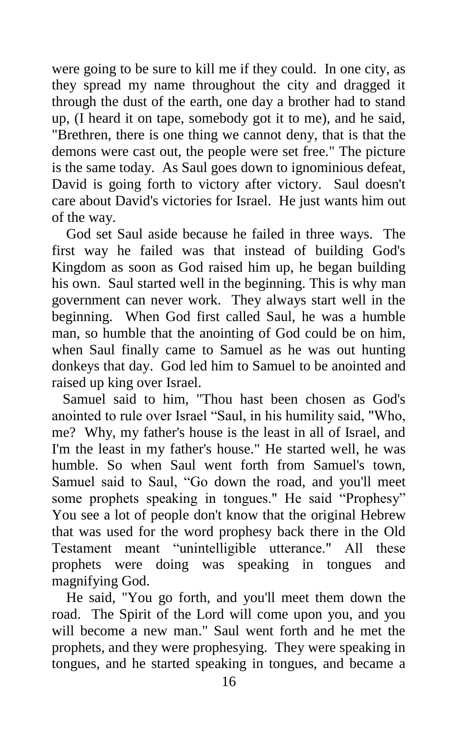were going to be sure to kill me if they could. In one city, as they spread my name throughout the city and dragged it through the dust of the earth, one day a brother had to stand up, (I heard it on tape, somebody got it to me), and he said, "Brethren, there is one thing we cannot deny, that is that the demons were cast out, the people were set free." The picture is the same today. As Saul goes down to ignominious defeat, David is going forth to victory after victory. Saul doesn't care about David's victories for Israel. He just wants him out of the way.

God set Saul aside because he failed in three ways. The first way he failed was that instead of building God's Kingdom as soon as God raised him up, he began building his own. Saul started well in the beginning. This is why man government can never work. They always start well in the beginning. When God first called Saul, he was a humble man, so humble that the anointing of God could be on him, when Saul finally came to Samuel as he was out hunting donkeys that day. God led him to Samuel to be anointed and raised up king over Israel.

Samuel said to him, "Thou hast been chosen as God's anointed to rule over Israel "Saul, in his humility said, "Who, me? Why, my father's house is the least in all of Israel, and I'm the least in my father's house." He started well, he was humble. So when Saul went forth from Samuel's town, Samuel said to Saul, "Go down the road, and you'll meet some prophets speaking in tongues." He said "Prophesy" You see a lot of people don't know that the original Hebrew that was used for the word prophesy back there in the Old Testament meant "unintelligible utterance." All these prophets were doing was speaking in tongues and magnifying God.

He said, "You go forth, and you'll meet them down the road. The Spirit of the Lord will come upon you, and you will become a new man." Saul went forth and he met the prophets, and they were prophesying. They were speaking in tongues, and he started speaking in tongues, and became a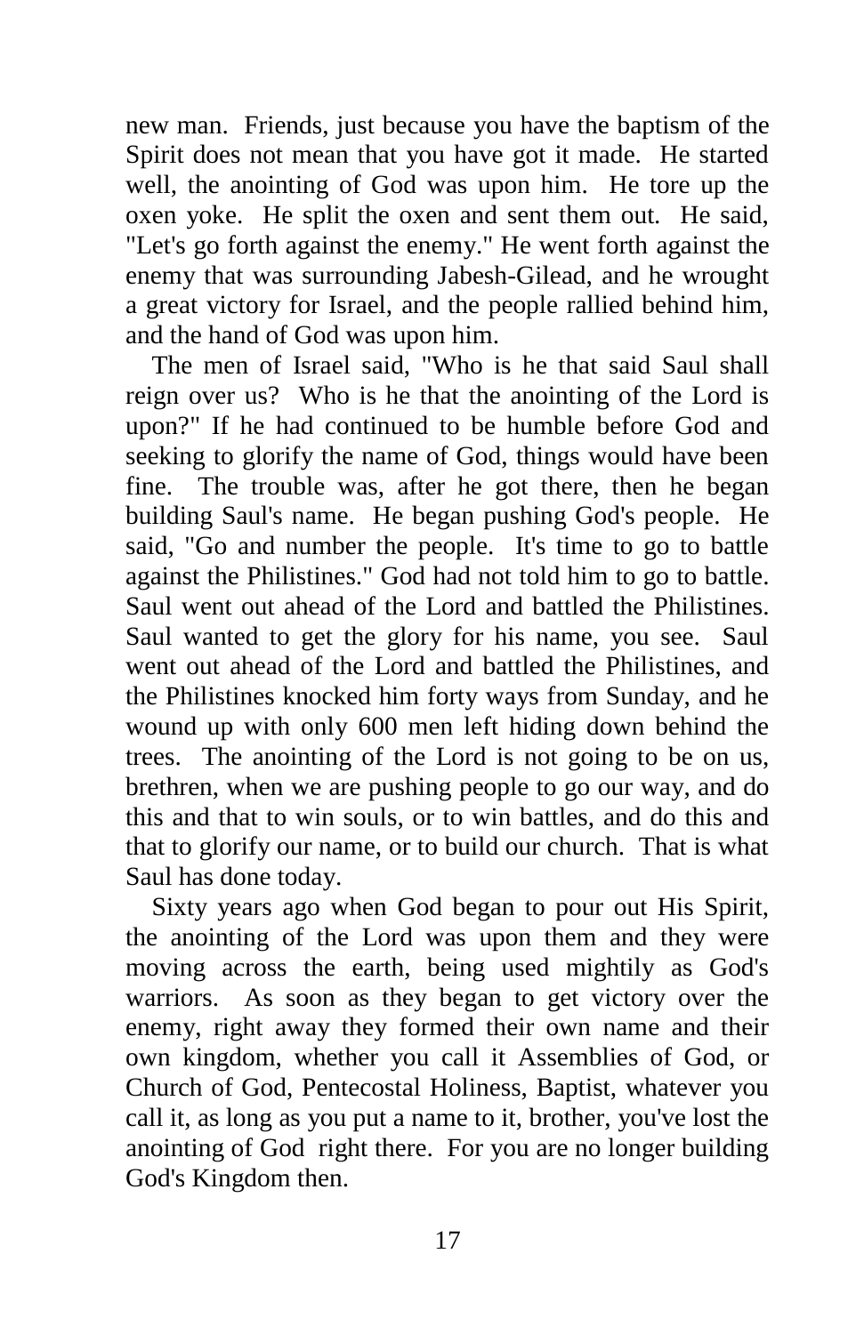new man. Friends, just because you have the baptism of the Spirit does not mean that you have got it made. He started well, the anointing of God was upon him. He tore up the oxen yoke. He split the oxen and sent them out. He said, "Let's go forth against the enemy." He went forth against the enemy that was surrounding Jabesh-Gilead, and he wrought a great victory for Israel, and the people rallied behind him, and the hand of God was upon him.

The men of Israel said, "Who is he that said Saul shall reign over us? Who is he that the anointing of the Lord is upon?" If he had continued to be humble before God and seeking to glorify the name of God, things would have been fine. The trouble was, after he got there, then he began building Saul's name. He began pushing God's people. He said, "Go and number the people. It's time to go to battle against the Philistines." God had not told him to go to battle. Saul went out ahead of the Lord and battled the Philistines. Saul wanted to get the glory for his name, you see. Saul went out ahead of the Lord and battled the Philistines, and the Philistines knocked him forty ways from Sunday, and he wound up with only 600 men left hiding down behind the trees. The anointing of the Lord is not going to be on us, brethren, when we are pushing people to go our way, and do this and that to win souls, or to win battles, and do this and that to glorify our name, or to build our church. That is what Saul has done today.

Sixty years ago when God began to pour out His Spirit, the anointing of the Lord was upon them and they were moving across the earth, being used mightily as God's warriors. As soon as they began to get victory over the enemy, right away they formed their own name and their own kingdom, whether you call it Assemblies of God, or Church of God, Pentecostal Holiness, Baptist, whatever you call it, as long as you put a name to it, brother, you've lost the anointing of God right there. For you are no longer building God's Kingdom then.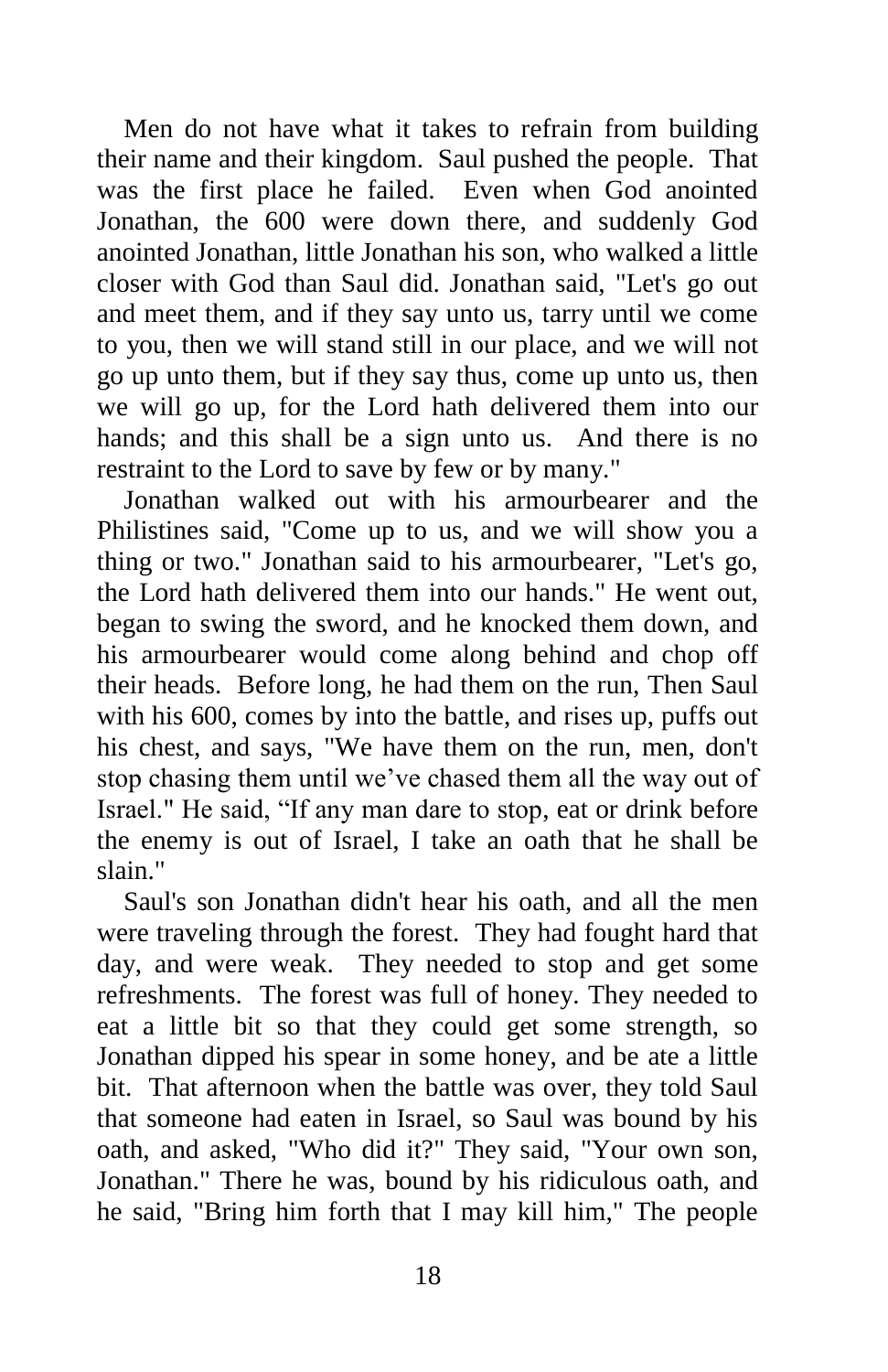Men do not have what it takes to refrain from building their name and their kingdom. Saul pushed the people. That was the first place he failed. Even when God anointed Jonathan, the 600 were down there, and suddenly God anointed Jonathan, little Jonathan his son, who walked a little closer with God than Saul did. Jonathan said, "Let's go out and meet them, and if they say unto us, tarry until we come to you, then we will stand still in our place, and we will not go up unto them, but if they say thus, come up unto us, then we will go up, for the Lord hath delivered them into our hands; and this shall be a sign unto us. And there is no restraint to the Lord to save by few or by many."

Jonathan walked out with his armourbearer and the Philistines said, "Come up to us, and we will show you a thing or two." Jonathan said to his armourbearer, "Let's go, the Lord hath delivered them into our hands." He went out, began to swing the sword, and he knocked them down, and his armourbearer would come along behind and chop off their heads. Before long, he had them on the run, Then Saul with his 600, comes by into the battle, and rises up, puffs out his chest, and says, "We have them on the run, men, don't stop chasing them until we've chased them all the way out of Israel." He said, "If any man dare to stop, eat or drink before the enemy is out of Israel, I take an oath that he shall be slain."

Saul's son Jonathan didn't hear his oath, and all the men were traveling through the forest. They had fought hard that day, and were weak. They needed to stop and get some refreshments. The forest was full of honey. They needed to eat a little bit so that they could get some strength, so Jonathan dipped his spear in some honey, and be ate a little bit. That afternoon when the battle was over, they told Saul that someone had eaten in Israel, so Saul was bound by his oath, and asked, "Who did it?" They said, "Your own son, Jonathan." There he was, bound by his ridiculous oath, and he said, "Bring him forth that I may kill him," The people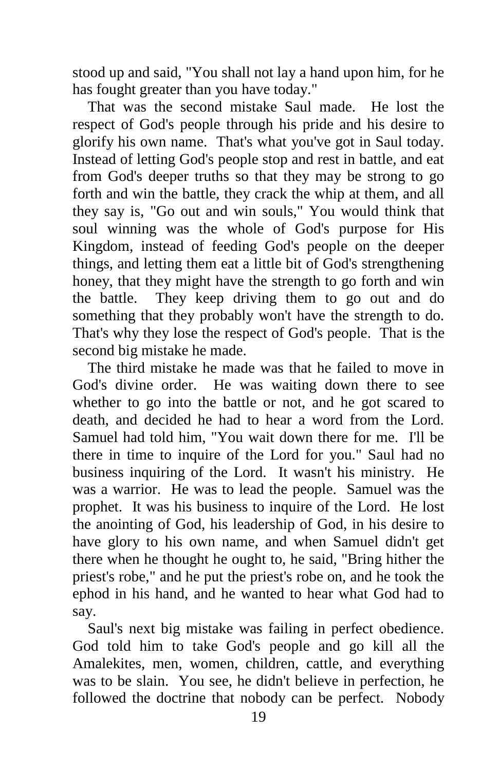stood up and said, "You shall not lay a hand upon him, for he has fought greater than you have today."

That was the second mistake Saul made. He lost the respect of God's people through his pride and his desire to glorify his own name. That's what you've got in Saul today. Instead of letting God's people stop and rest in battle, and eat from God's deeper truths so that they may be strong to go forth and win the battle, they crack the whip at them, and all they say is, "Go out and win souls," You would think that soul winning was the whole of God's purpose for His Kingdom, instead of feeding God's people on the deeper things, and letting them eat a little bit of God's strengthening honey, that they might have the strength to go forth and win the battle. They keep driving them to go out and do something that they probably won't have the strength to do. That's why they lose the respect of God's people. That is the second big mistake he made.

The third mistake he made was that he failed to move in God's divine order. He was waiting down there to see whether to go into the battle or not, and he got scared to death, and decided he had to hear a word from the Lord. Samuel had told him, "You wait down there for me. I'll be there in time to inquire of the Lord for you." Saul had no business inquiring of the Lord. It wasn't his ministry. He was a warrior. He was to lead the people. Samuel was the prophet. It was his business to inquire of the Lord. He lost the anointing of God, his leadership of God, in his desire to have glory to his own name, and when Samuel didn't get there when he thought he ought to, he said, "Bring hither the priest's robe," and he put the priest's robe on, and he took the ephod in his hand, and he wanted to hear what God had to say.

Saul's next big mistake was failing in perfect obedience. God told him to take God's people and go kill all the Amalekites, men, women, children, cattle, and everything was to be slain. You see, he didn't believe in perfection, he followed the doctrine that nobody can be perfect. Nobody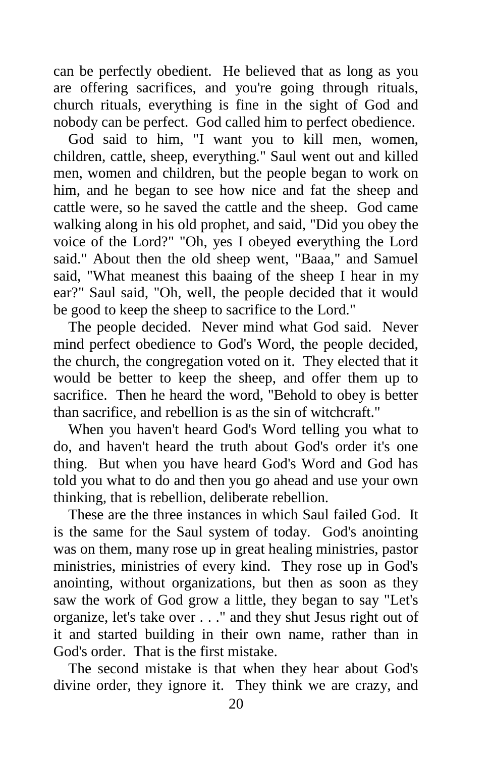can be perfectly obedient. He believed that as long as you are offering sacrifices, and you're going through rituals, church rituals, everything is fine in the sight of God and nobody can be perfect. God called him to perfect obedience.

God said to him, "I want you to kill men, women, children, cattle, sheep, everything." Saul went out and killed men, women and children, but the people began to work on him, and he began to see how nice and fat the sheep and cattle were, so he saved the cattle and the sheep. God came walking along in his old prophet, and said, "Did you obey the voice of the Lord?" "Oh, yes I obeyed everything the Lord said." About then the old sheep went, "Baaa," and Samuel said, "What meanest this baaing of the sheep I hear in my ear?" Saul said, "Oh, well, the people decided that it would be good to keep the sheep to sacrifice to the Lord."

The people decided. Never mind what God said. Never mind perfect obedience to God's Word, the people decided, the church, the congregation voted on it. They elected that it would be better to keep the sheep, and offer them up to sacrifice. Then he heard the word, "Behold to obey is better than sacrifice, and rebellion is as the sin of witchcraft."

When you haven't heard God's Word telling you what to do, and haven't heard the truth about God's order it's one thing. But when you have heard God's Word and God has told you what to do and then you go ahead and use your own thinking, that is rebellion, deliberate rebellion.

These are the three instances in which Saul failed God. It is the same for the Saul system of today. God's anointing was on them, many rose up in great healing ministries, pastor ministries, ministries of every kind. They rose up in God's anointing, without organizations, but then as soon as they saw the work of God grow a little, they began to say "Let's organize, let's take over . . ." and they shut Jesus right out of it and started building in their own name, rather than in God's order. That is the first mistake.

The second mistake is that when they hear about God's divine order, they ignore it. They think we are crazy, and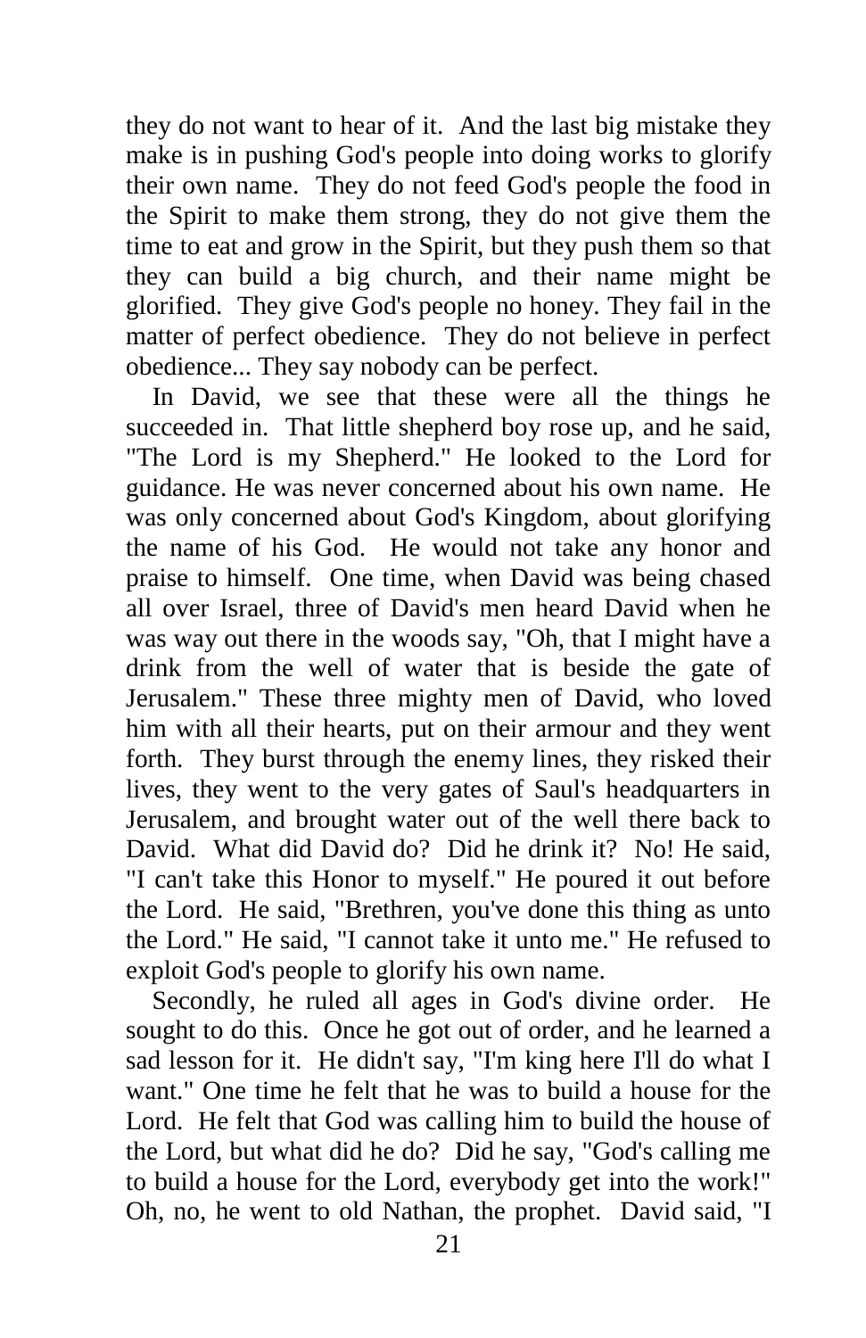they do not want to hear of it. And the last big mistake they make is in pushing God's people into doing works to glorify their own name. They do not feed God's people the food in the Spirit to make them strong, they do not give them the time to eat and grow in the Spirit, but they push them so that they can build a big church, and their name might be glorified. They give God's people no honey. They fail in the matter of perfect obedience. They do not believe in perfect obedience... They say nobody can be perfect.

In David, we see that these were all the things he succeeded in. That little shepherd boy rose up, and he said, "The Lord is my Shepherd." He looked to the Lord for guidance. He was never concerned about his own name. He was only concerned about God's Kingdom, about glorifying the name of his God. He would not take any honor and praise to himself. One time, when David was being chased all over Israel, three of David's men heard David when he was way out there in the woods say, "Oh, that I might have a drink from the well of water that is beside the gate of Jerusalem." These three mighty men of David, who loved him with all their hearts, put on their armour and they went forth. They burst through the enemy lines, they risked their lives, they went to the very gates of Saul's headquarters in Jerusalem, and brought water out of the well there back to David. What did David do? Did he drink it? No! He said, "I can't take this Honor to myself." He poured it out before the Lord. He said, "Brethren, you've done this thing as unto the Lord." He said, "I cannot take it unto me." He refused to exploit God's people to glorify his own name.

Secondly, he ruled all ages in God's divine order. He sought to do this. Once he got out of order, and he learned a sad lesson for it. He didn't say, "I'm king here I'll do what I want." One time he felt that he was to build a house for the Lord. He felt that God was calling him to build the house of the Lord, but what did he do? Did he say, "God's calling me to build a house for the Lord, everybody get into the work!" Oh, no, he went to old Nathan, the prophet. David said, "I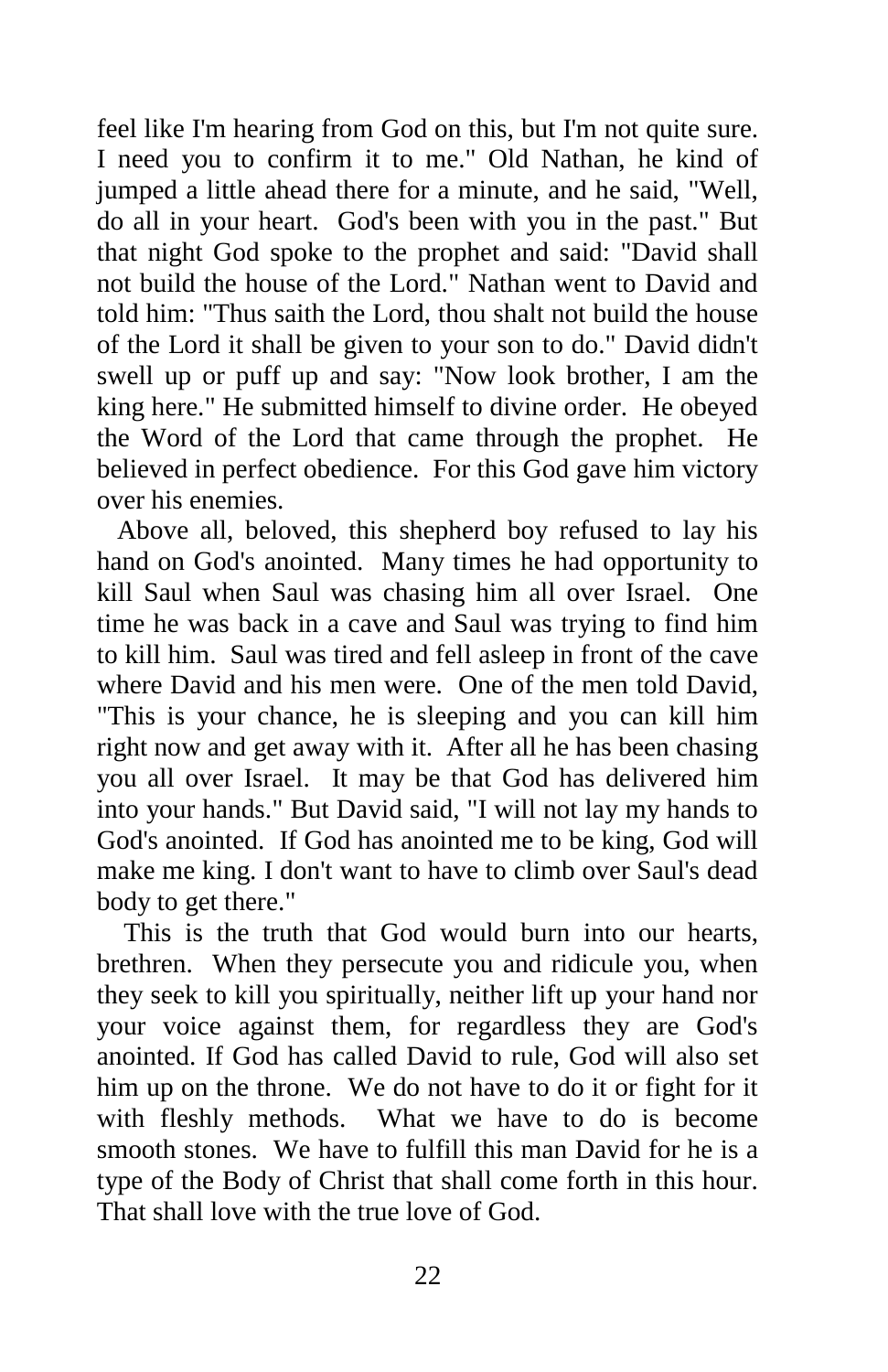feel like I'm hearing from God on this, but I'm not quite sure. I need you to confirm it to me." Old Nathan, he kind of jumped a little ahead there for a minute, and he said, "Well, do all in your heart. God's been with you in the past." But that night God spoke to the prophet and said: "David shall not build the house of the Lord." Nathan went to David and told him: "Thus saith the Lord, thou shalt not build the house of the Lord it shall be given to your son to do." David didn't swell up or puff up and say: "Now look brother, I am the king here." He submitted himself to divine order. He obeyed the Word of the Lord that came through the prophet. He believed in perfect obedience. For this God gave him victory over his enemies.

Above all, beloved, this shepherd boy refused to lay his hand on God's anointed. Many times he had opportunity to kill Saul when Saul was chasing him all over Israel. One time he was back in a cave and Saul was trying to find him to kill him. Saul was tired and fell asleep in front of the cave where David and his men were. One of the men told David, "This is your chance, he is sleeping and you can kill him right now and get away with it. After all he has been chasing you all over Israel. It may be that God has delivered him into your hands." But David said, "I will not lay my hands to God's anointed. If God has anointed me to be king, God will make me king. I don't want to have to climb over Saul's dead body to get there."

This is the truth that God would burn into our hearts, brethren. When they persecute you and ridicule you, when they seek to kill you spiritually, neither lift up your hand nor your voice against them, for regardless they are God's anointed. If God has called David to rule, God will also set him up on the throne. We do not have to do it or fight for it with fleshly methods. What we have to do is become smooth stones. We have to fulfill this man David for he is a type of the Body of Christ that shall come forth in this hour. That shall love with the true love of God.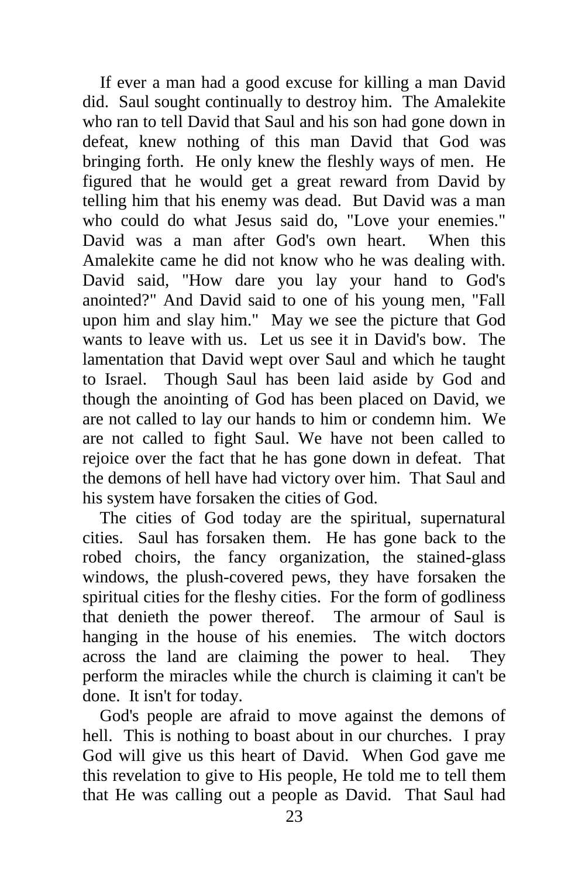If ever a man had a good excuse for killing a man David did. Saul sought continually to destroy him. The Amalekite who ran to tell David that Saul and his son had gone down in defeat, knew nothing of this man David that God was bringing forth. He only knew the fleshly ways of men. He figured that he would get a great reward from David by telling him that his enemy was dead. But David was a man who could do what Jesus said do, "Love your enemies." David was a man after God's own heart. When this Amalekite came he did not know who he was dealing with. David said, "How dare you lay your hand to God's anointed?" And David said to one of his young men, "Fall upon him and slay him." May we see the picture that God wants to leave with us. Let us see it in David's bow. The lamentation that David wept over Saul and which he taught to Israel. Though Saul has been laid aside by God and though the anointing of God has been placed on David, we are not called to lay our hands to him or condemn him. We are not called to fight Saul. We have not been called to rejoice over the fact that he has gone down in defeat. That the demons of hell have had victory over him. That Saul and his system have forsaken the cities of God.

The cities of God today are the spiritual, supernatural cities. Saul has forsaken them. He has gone back to the robed choirs, the fancy organization, the stained-glass windows, the plush-covered pews, they have forsaken the spiritual cities for the fleshy cities. For the form of godliness that denieth the power thereof. The armour of Saul is hanging in the house of his enemies. The witch doctors across the land are claiming the power to heal. They perform the miracles while the church is claiming it can't be done. It isn't for today.

God's people are afraid to move against the demons of hell. This is nothing to boast about in our churches. I pray God will give us this heart of David. When God gave me this revelation to give to His people, He told me to tell them that He was calling out a people as David. That Saul had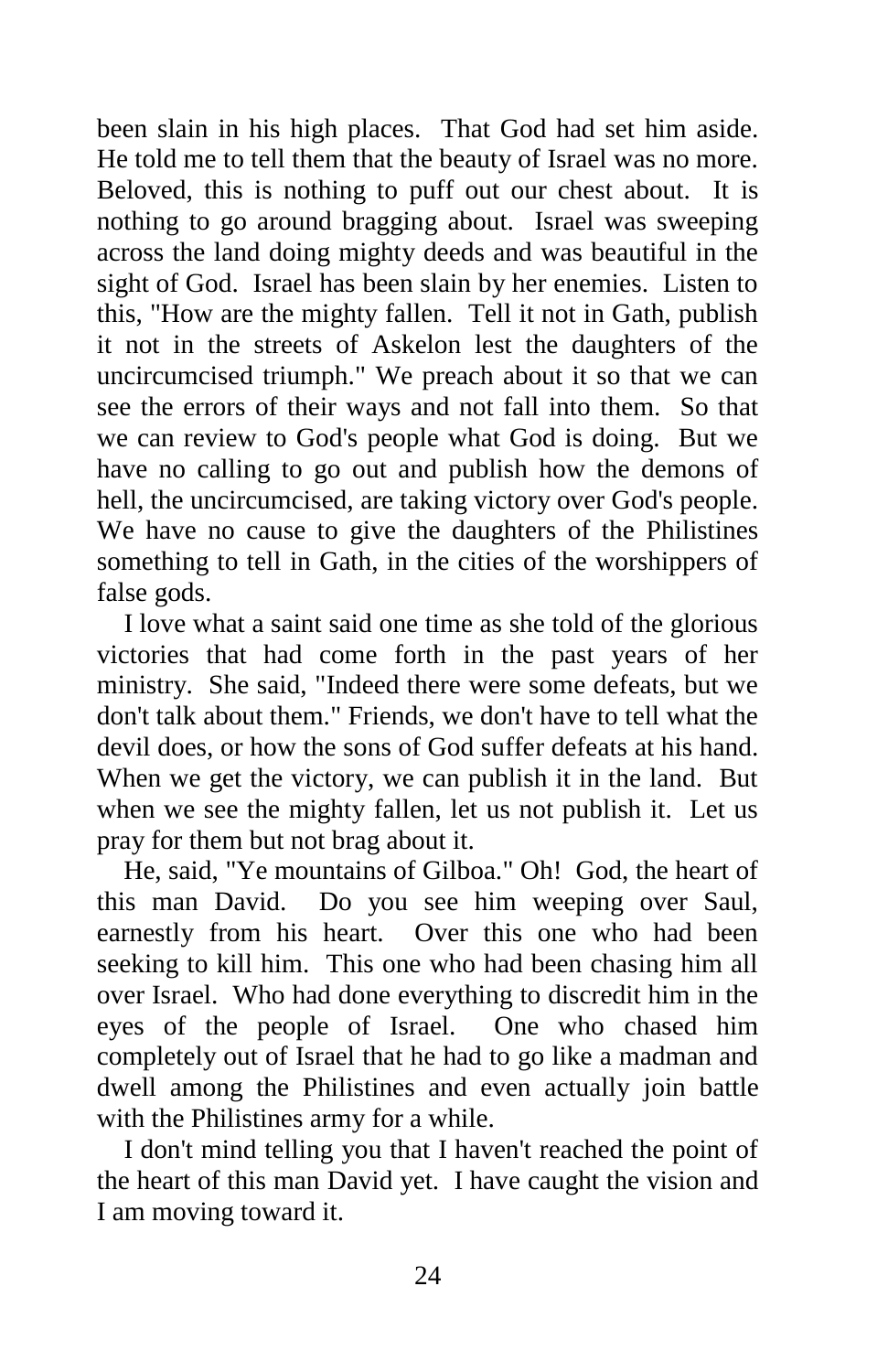been slain in his high places. That God had set him aside. He told me to tell them that the beauty of Israel was no more. Beloved, this is nothing to puff out our chest about. It is nothing to go around bragging about. Israel was sweeping across the land doing mighty deeds and was beautiful in the sight of God. Israel has been slain by her enemies. Listen to this, "How are the mighty fallen. Tell it not in Gath, publish it not in the streets of Askelon lest the daughters of the uncircumcised triumph." We preach about it so that we can see the errors of their ways and not fall into them. So that we can review to God's people what God is doing. But we have no calling to go out and publish how the demons of hell, the uncircumcised, are taking victory over God's people. We have no cause to give the daughters of the Philistines something to tell in Gath, in the cities of the worshippers of false gods.

I love what a saint said one time as she told of the glorious victories that had come forth in the past years of her ministry. She said, "Indeed there were some defeats, but we don't talk about them." Friends, we don't have to tell what the devil does, or how the sons of God suffer defeats at his hand. When we get the victory, we can publish it in the land. But when we see the mighty fallen, let us not publish it. Let us pray for them but not brag about it.

He, said, "Ye mountains of Gilboa." Oh! God, the heart of this man David. Do you see him weeping over Saul, earnestly from his heart. Over this one who had been seeking to kill him. This one who had been chasing him all over Israel. Who had done everything to discredit him in the eyes of the people of Israel. One who chased him completely out of Israel that he had to go like a madman and dwell among the Philistines and even actually join battle with the Philistines army for a while.

I don't mind telling you that I haven't reached the point of the heart of this man David yet. I have caught the vision and I am moving toward it.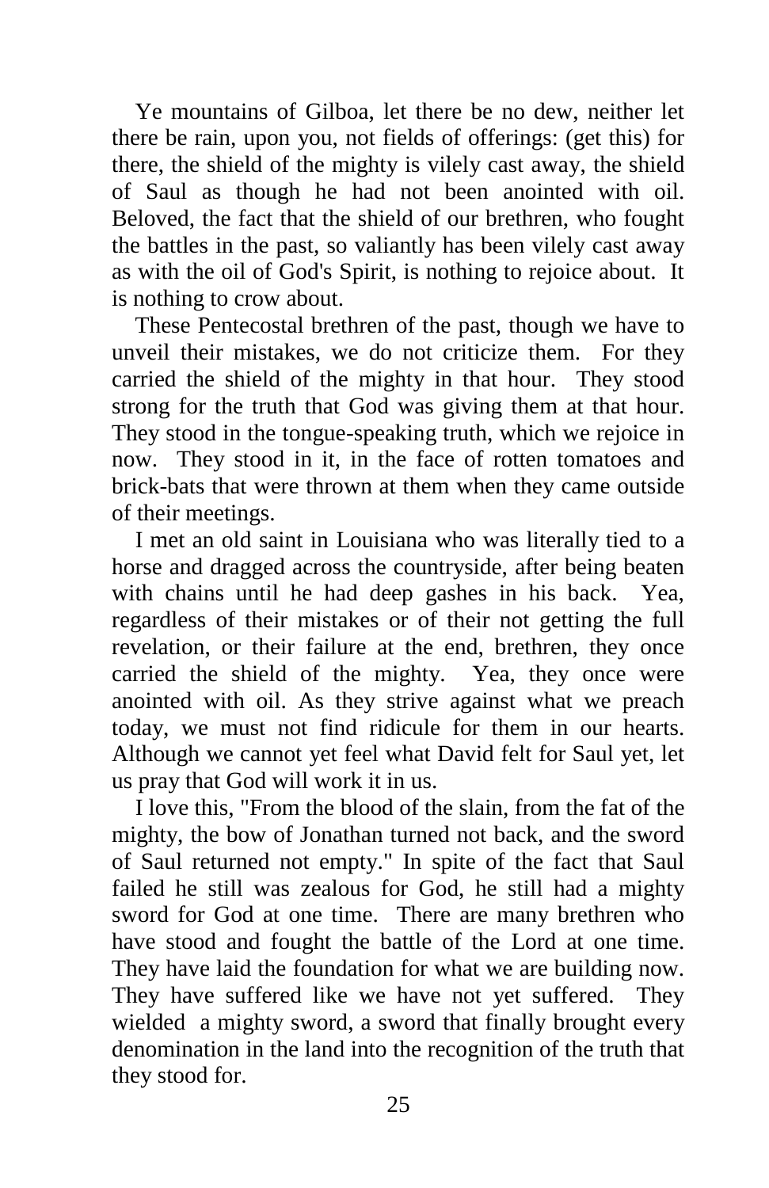Ye mountains of Gilboa, let there be no dew, neither let there be rain, upon you, not fields of offerings: (get this) for there, the shield of the mighty is vilely cast away, the shield of Saul as though he had not been anointed with oil. Beloved, the fact that the shield of our brethren, who fought the battles in the past, so valiantly has been vilely cast away as with the oil of God's Spirit, is nothing to rejoice about. It is nothing to crow about.

These Pentecostal brethren of the past, though we have to unveil their mistakes, we do not criticize them. For they carried the shield of the mighty in that hour. They stood strong for the truth that God was giving them at that hour. They stood in the tongue-speaking truth, which we rejoice in now. They stood in it, in the face of rotten tomatoes and brick-bats that were thrown at them when they came outside of their meetings.

I met an old saint in Louisiana who was literally tied to a horse and dragged across the countryside, after being beaten with chains until he had deep gashes in his back. Yea, regardless of their mistakes or of their not getting the full revelation, or their failure at the end, brethren, they once carried the shield of the mighty. Yea, they once were anointed with oil. As they strive against what we preach today, we must not find ridicule for them in our hearts. Although we cannot yet feel what David felt for Saul yet, let us pray that God will work it in us.

I love this, "From the blood of the slain, from the fat of the mighty, the bow of Jonathan turned not back, and the sword of Saul returned not empty." In spite of the fact that Saul failed he still was zealous for God, he still had a mighty sword for God at one time. There are many brethren who have stood and fought the battle of the Lord at one time. They have laid the foundation for what we are building now. They have suffered like we have not yet suffered. They wielded a mighty sword, a sword that finally brought every denomination in the land into the recognition of the truth that they stood for.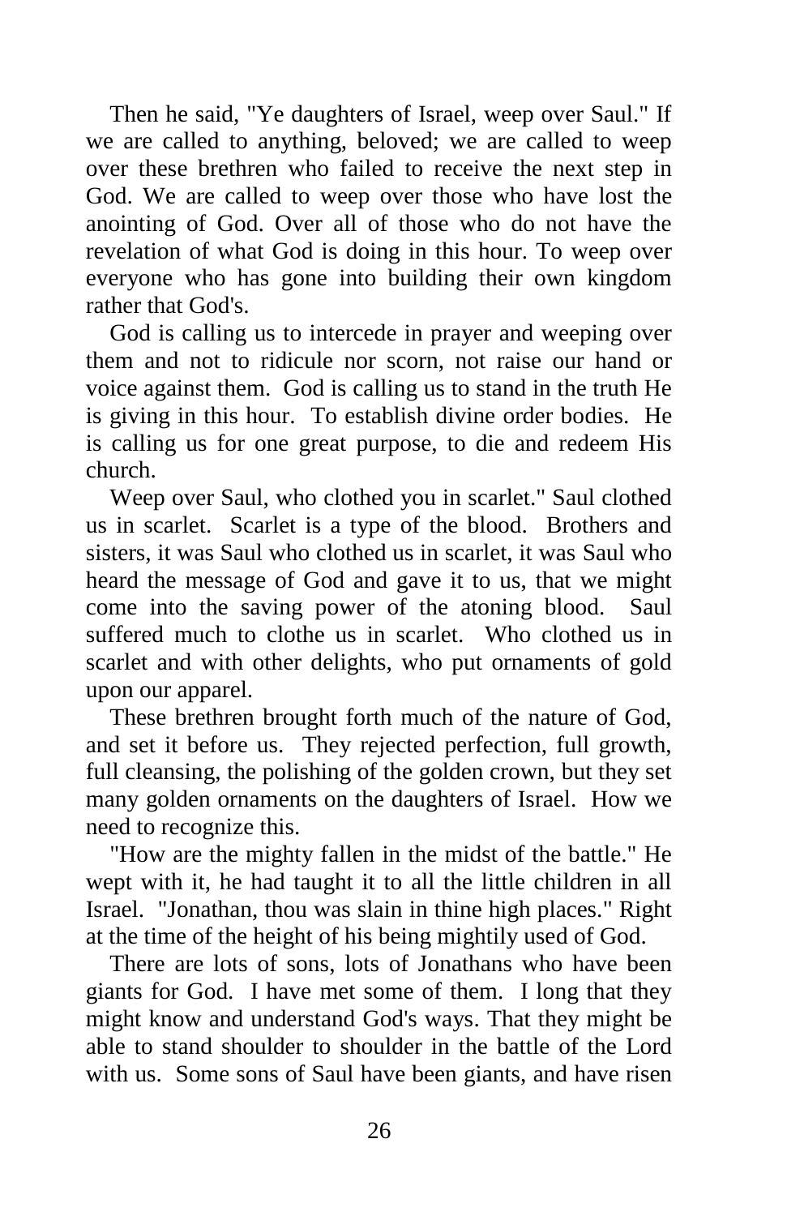Then he said, "Ye daughters of Israel, weep over Saul." If we are called to anything, beloved; we are called to weep over these brethren who failed to receive the next step in God. We are called to weep over those who have lost the anointing of God. Over all of those who do not have the revelation of what God is doing in this hour. To weep over everyone who has gone into building their own kingdom rather that God's.

God is calling us to intercede in prayer and weeping over them and not to ridicule nor scorn, not raise our hand or voice against them. God is calling us to stand in the truth He is giving in this hour. To establish divine order bodies. He is calling us for one great purpose, to die and redeem His church.

Weep over Saul, who clothed you in scarlet." Saul clothed us in scarlet. Scarlet is a type of the blood. Brothers and sisters, it was Saul who clothed us in scarlet, it was Saul who heard the message of God and gave it to us, that we might come into the saving power of the atoning blood. Saul suffered much to clothe us in scarlet. Who clothed us in scarlet and with other delights, who put ornaments of gold upon our apparel.

These brethren brought forth much of the nature of God, and set it before us. They rejected perfection, full growth, full cleansing, the polishing of the golden crown, but they set many golden ornaments on the daughters of Israel. How we need to recognize this.

"How are the mighty fallen in the midst of the battle." He wept with it, he had taught it to all the little children in all Israel. "Jonathan, thou was slain in thine high places." Right at the time of the height of his being mightily used of God.

There are lots of sons, lots of Jonathans who have been giants for God. I have met some of them. I long that they might know and understand God's ways. That they might be able to stand shoulder to shoulder in the battle of the Lord with us. Some sons of Saul have been giants, and have risen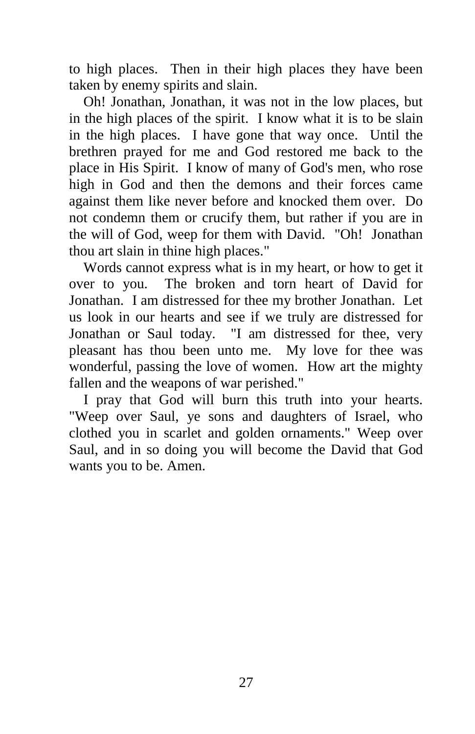to high places. Then in their high places they have been taken by enemy spirits and slain.

Oh! Jonathan, Jonathan, it was not in the low places, but in the high places of the spirit. I know what it is to be slain in the high places. I have gone that way once. Until the brethren prayed for me and God restored me back to the place in His Spirit. I know of many of God's men, who rose high in God and then the demons and their forces came against them like never before and knocked them over. Do not condemn them or crucify them, but rather if you are in the will of God, weep for them with David. "Oh! Jonathan thou art slain in thine high places."

Words cannot express what is in my heart, or how to get it over to you. The broken and torn heart of David for Jonathan. I am distressed for thee my brother Jonathan. Let us look in our hearts and see if we truly are distressed for Jonathan or Saul today. "I am distressed for thee, very pleasant has thou been unto me. My love for thee was wonderful, passing the love of women. How art the mighty fallen and the weapons of war perished."

I pray that God will burn this truth into your hearts. "Weep over Saul, ye sons and daughters of Israel, who clothed you in scarlet and golden ornaments." Weep over Saul, and in so doing you will become the David that God wants you to be. Amen.